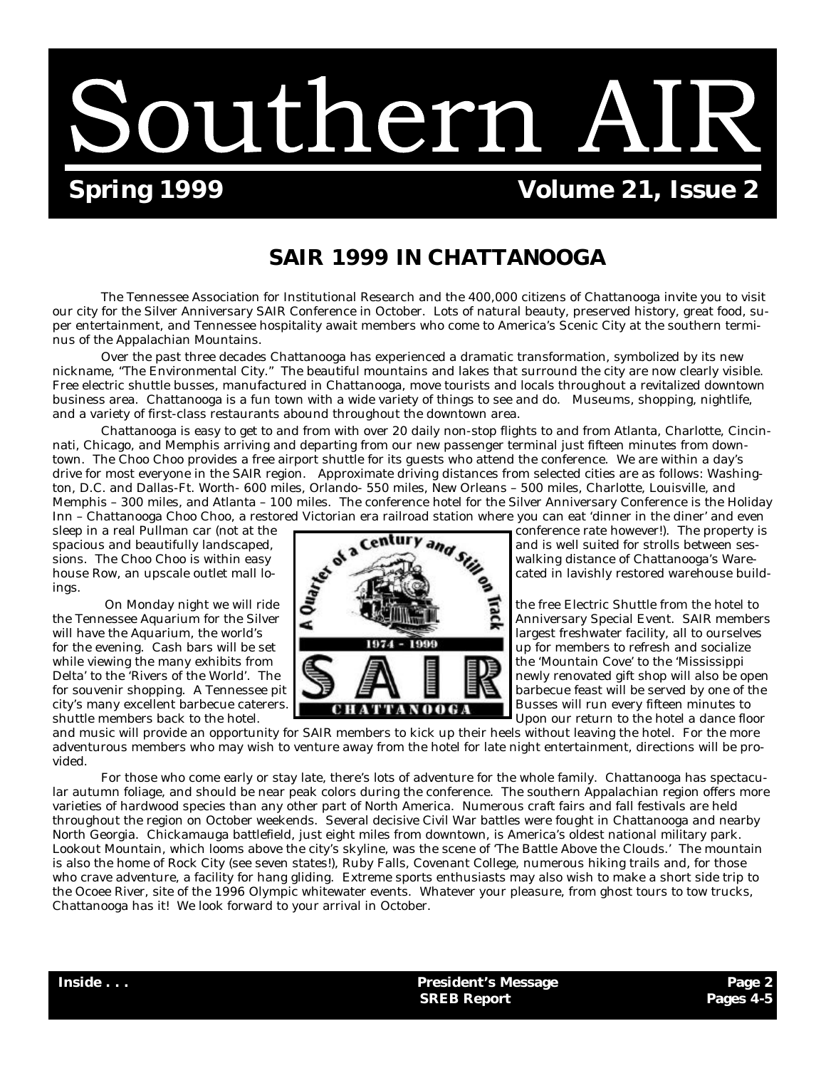# Southern AIR

**Spring 1999** **Volume 21, Issue 2**

## SAIR 1999 IN CHATTANOOGA

The Tennessee Association for Institutional Research and the 400,000 citizens of Chattanooga invite you to visit our city for the Silver Anniversary SAIR Conference in October. Lots of natural beauty, preserved history, great food, super entertainment, and Tennessee hospitality await members who come to America's Scenic City at the southern terminus of the Appalachian Mountains.

Over the past three decades Chattanooga has experienced a dramatic transformation, symbolized by its new nickname, "The Environmental City." The beautiful mountains and lakes that surround the city are now clearly visible. Free electric shuttle busses, manufactured in Chattanooga, move tourists and locals throughout a revitalized downtown business area. Chattanooga is a fun town with a wide variety of things to see and do. Museums, shopping, nightlife, and a variety of first-class restaurants abound throughout the downtown area.

Chattanooga is easy to get to and from with over 20 daily non-stop flights to and from Atlanta, Charlotte, Cincinnati, Chicago, and Memphis arriving and departing from our new passenger terminal just fifteen minutes from downtown. The Choo Choo provides a free airport shuttle for its guests who attend the conference. We are within a day's drive for most everyone in the SAIR region. Approximate driving distances from selected cities are as follows: Washington, D.C. and Dallas-Ft. Worth- 600 miles, Orlando- 550 miles, New Orleans – 500 miles, Charlotte, Louisville, and Memphis – 300 miles, and Atlanta – 100 miles. The conference hotel for the Silver Anniversary Conference is the Holiday Inn – Chattanooga Choo Choo, a restored Victorian era railroad station where you can eat 'dinner in the diner' and even sleep in a real Pullman car (not at the conference rate however!). The property is spacious and beautifully landscaped, and is well suited for strolls between sessions. The Choo Choo is within easy walking distance of Chattanooga's Warehouse Row, an upscale outlet mall located in lavishly restored warehouse buildings.

On Monday night we will ride the free Electric Shuttle from the hotel to the Tennessee Aquarium for the Silver Anniversary Special Event. SAIR members will have the Aquarium, the world's largest freshwater facility, all to ourselves for the evening. Cash bars will be set up for members to refresh and socialize while viewing the many exhibits from the 'Mountain Cove' to the 'Mississippi Delta' to the 'Rivers of the World'. The newly renovated gift shop will also be open for souvenir shopping. A Tennessee pit barbecue feast will be served by one of the city's many excellent barbecue caterers. Busses will run every fifteen minutes to shuttle members back to the hotel. Upon our return to the hotel a dance floor and music will provide an opportunity for SAIR members to kick up their heels without leaving the hotel. For the more adventurous members who may wish to venture away from the hotel for late night entertainment, directions will be provided.

A Quarter of a Century and Still on Track
1974 - 1999
SAIR
CHATTANOOGA

For those who come early or stay late, there's lots of adventure for the whole family. Chattanooga has spectacular autumn foliage, and should be near peak colors during the conference. The southern Appalachian region offers more varieties of hardwood species than any other part of North America. Numerous craft fairs and fall festivals are held throughout the region on October weekends. Several decisive Civil War battles were fought in Chattanooga and nearby North Georgia. Chickamauga battlefield, just eight miles from downtown, is America's oldest national military park. Lookout Mountain, which looms above the city's skyline, was the scene of 'The Battle Above the Clouds.' The mountain is also the home of Rock City (see seven states!), Ruby Falls, Covenant College, numerous hiking trails and, for those who crave adventure, a facility for hang gliding. Extreme sports enthusiasts may also wish to make a short side trip to the Ocoee River, site of the 1996 Olympic whitewater events. Whatever your pleasure, from ghost tours to tow trucks, Chattanooga has it! We look forward to your arrival in October.

| Inside . . . | | |
|---|---|---|
| | President's Message | Page 2 |
| | SREB Report | Pages 4-5 |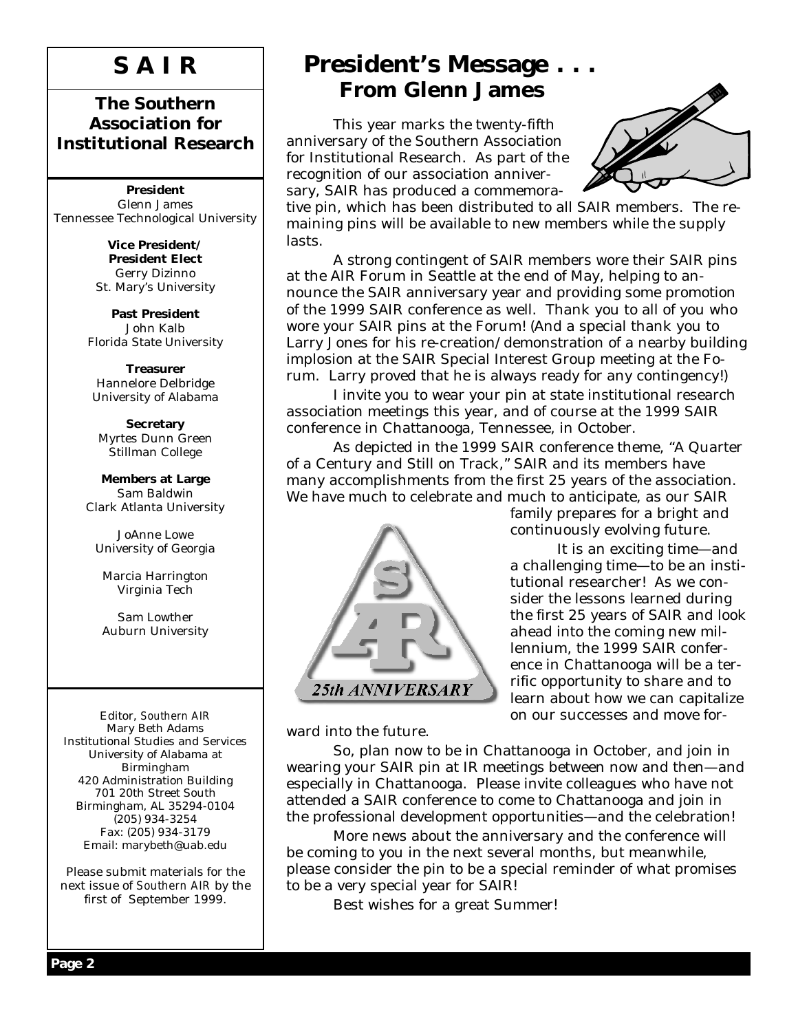# S A I R

## The Southern Association for Institutional Research

**President**
Glenn James
Tennessee Technological University

**Vice President/ President Elect**
Gerry Dizinno
St. Mary's University

**Past President**
John Kalb
Florida State University

**Treasurer**
Hannelore Delbridge
University of Alabama

**Secretary**
Myrtes Dunn Green
Stillman College

**Members at Large**
Sam Baldwin
Clark Atlanta University

JoAnne Lowe
University of Georgia

Marcia Harrington
Virginia Tech

Sam Lowther
Auburn University

Editor, *Southern AIR*
Mary Beth Adams
Institutional Studies and Services
University of Alabama at Birmingham
420 Administration Building
701 20th Street South
Birmingham, AL 35294-0104
(205) 934-3254
Fax: (205) 934-3179
Email: marybeth@uab.edu

Please submit materials for the next issue of *Southern AIR* by the first of September 1999.

# President's Message . . .

## From Glenn James

This year marks the twenty-fifth anniversary of the Southern Association for Institutional Research. As part of the recognition of our association anniversary, SAIR has produced a commemorative pin, which has been distributed to all SAIR members. The remaining pins will be available to new members while the supply lasts.

A strong contingent of SAIR members wore their SAIR pins at the AIR Forum in Seattle at the end of May, helping to announce the SAIR anniversary year and providing some promotion of the 1999 SAIR conference as well. Thank you to all of you who wore your SAIR pins at the Forum! (And a special thank you to Larry Jones for his re-creation/demonstration of a nearby building implosion at the SAIR Special Interest Group meeting at the Forum. Larry proved that he is always ready for any contingency!)

I invite you to wear your pin at state institutional research association meetings this year, and of course at the 1999 SAIR conference in Chattanooga, Tennessee, in October.

As depicted in the 1999 SAIR conference theme, "A Quarter of a Century and Still on Track," SAIR and its members have many accomplishments from the first 25 years of the association. We have much to celebrate and much to anticipate, as our SAIR family prepares for a bright and continuously evolving future.

It is an exciting time—and a challenging time—to be an institutional researcher! As we consider the lessons learned during the first 25 years of SAIR and look ahead into the coming new millennium, the 1999 SAIR conference in Chattanooga will be a terrific opportunity to share and to learn about how we can capitalize on our successes and move forward into the future.

So, plan now to be in Chattanooga in October, and join in wearing your SAIR pin at IR meetings between now and then—and especially in Chattanooga. Please invite colleagues who have not attended a SAIR conference to come to Chattanooga and join in the professional development opportunities—and the celebration!

More news about the anniversary and the conference will be coming to you in the next several months, but meanwhile, please consider the pin to be a special reminder of what promises to be a very special year for SAIR!

Best wishes for a great Summer!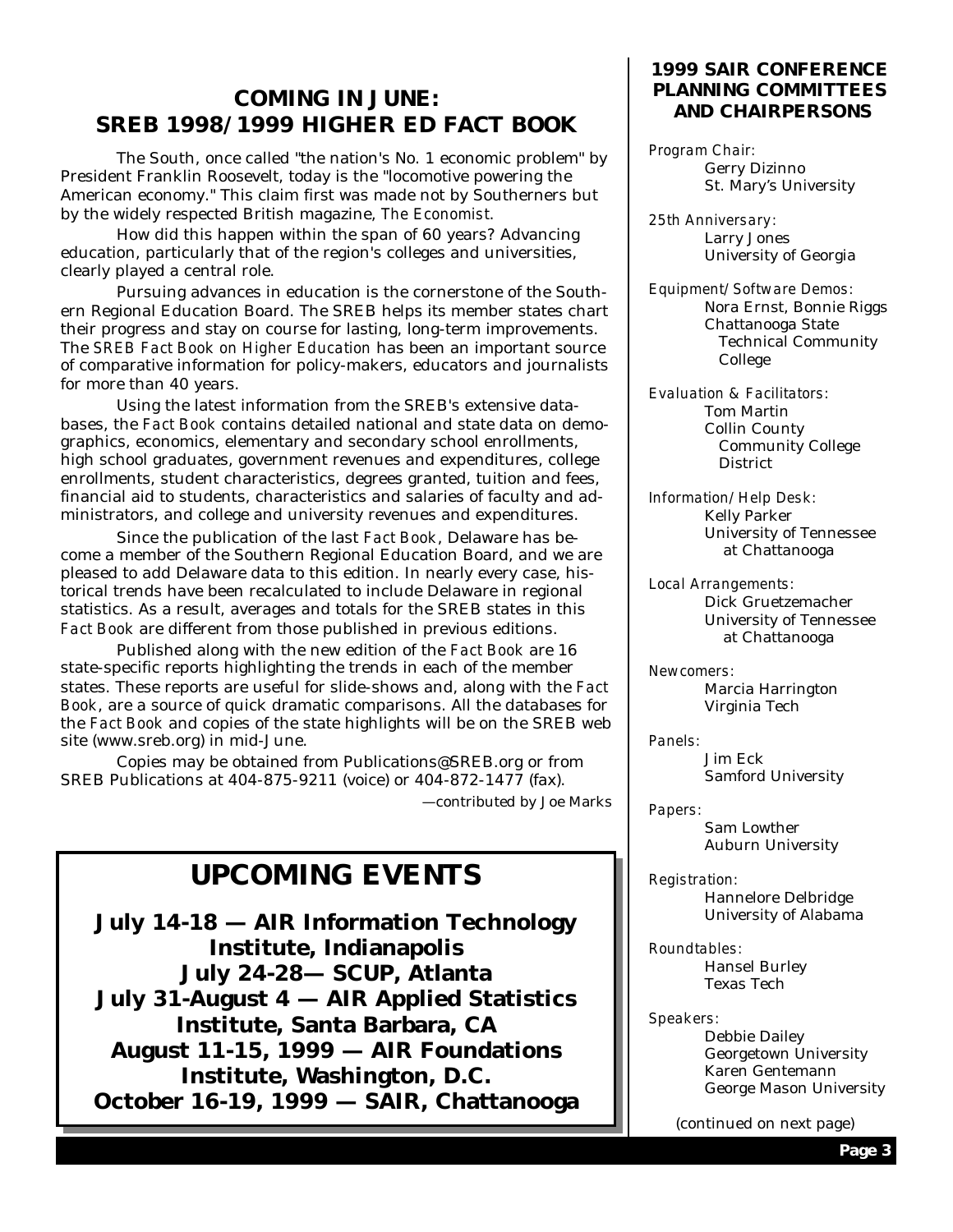## COMING IN JUNE: SREB 1998/1999 HIGHER ED FACT BOOK

The South, once called "the nation's No. 1 economic problem" by President Franklin Roosevelt, today is the "locomotive powering the American economy." This claim first was made not by Southerners but by the widely respected British magazine, *The Economist*.

How did this happen within the span of 60 years? Advancing education, particularly that of the region's colleges and universities, clearly played a central role.

Pursuing advances in education is the cornerstone of the Southern Regional Education Board. The SREB helps its member states chart their progress and stay on course for lasting, long-term improvements. The *SREB Fact Book on Higher Education* has been an important source of comparative information for policy-makers, educators and journalists for more than 40 years.

Using the latest information from the SREB's extensive databases, the *Fact Book* contains detailed national and state data on demographics, economics, elementary and secondary school enrollments, high school graduates, government revenues and expenditures, college enrollments, student characteristics, degrees granted, tuition and fees, financial aid to students, characteristics and salaries of faculty and administrators, and college and university revenues and expenditures.

Since the publication of the last *Fact Book*, Delaware has become a member of the Southern Regional Education Board, and we are pleased to add Delaware data to this edition. In nearly every case, historical trends have been recalculated to include Delaware in regional statistics. As a result, averages and totals for the SREB states in this *Fact Book* are different from those published in previous editions.

Published along with the new edition of the *Fact Book* are 16 state-specific reports highlighting the trends in each of the member states. These reports are useful for slide-shows and, along with the *Fact Book*, are a source of quick dramatic comparisons. All the databases for the *Fact Book* and copies of the state highlights will be on the SREB web site (www.sreb.org) in mid-June.

Copies may be obtained from Publications@SREB.org or from SREB Publications at 404-875-9211 (voice) or 404-872-1477 (fax).

—contributed by Joe Marks

## UPCOMING EVENTS

**July 14-18 — AIR Information Technology Institute, Indianapolis**
**July 24-28— SCUP, Atlanta**
**July 31-August 4 — AIR Applied Statistics Institute, Santa Barbara, CA**
**August 11-15, 1999 — AIR Foundations Institute, Washington, D.C.**
**October 16-19, 1999 — SAIR, Chattanooga**

### 1999 SAIR CONFERENCE PLANNING COMMITTEES AND CHAIRPERSONS

*Program Chair:*
Gerry Dizinno
St. Mary's University

*25th Anniversary:*
Larry Jones
University of Georgia

*Equipment/Software Demos:*
Nora Ernst, Bonnie Riggs
Chattanooga State Technical Community College

*Evaluation & Facilitators:*
Tom Martin
Collin County Community College District

*Information/Help Desk:*
Kelly Parker
University of Tennessee at Chattanooga

*Local Arrangements:*
Dick Gruetzemacher
University of Tennessee at Chattanooga

*Newcomers:*
Marcia Harrington
Virginia Tech

*Panels:*
Jim Eck
Samford University

*Papers:*
Sam Lowther
Auburn University

*Registration:*
Hannelore Delbridge
University of Alabama

*Roundtables:*
Hansel Burley
Texas Tech

*Speakers:*
Debbie Dailey
Georgetown University
Karen Gentemann
George Mason University

(continued on next page)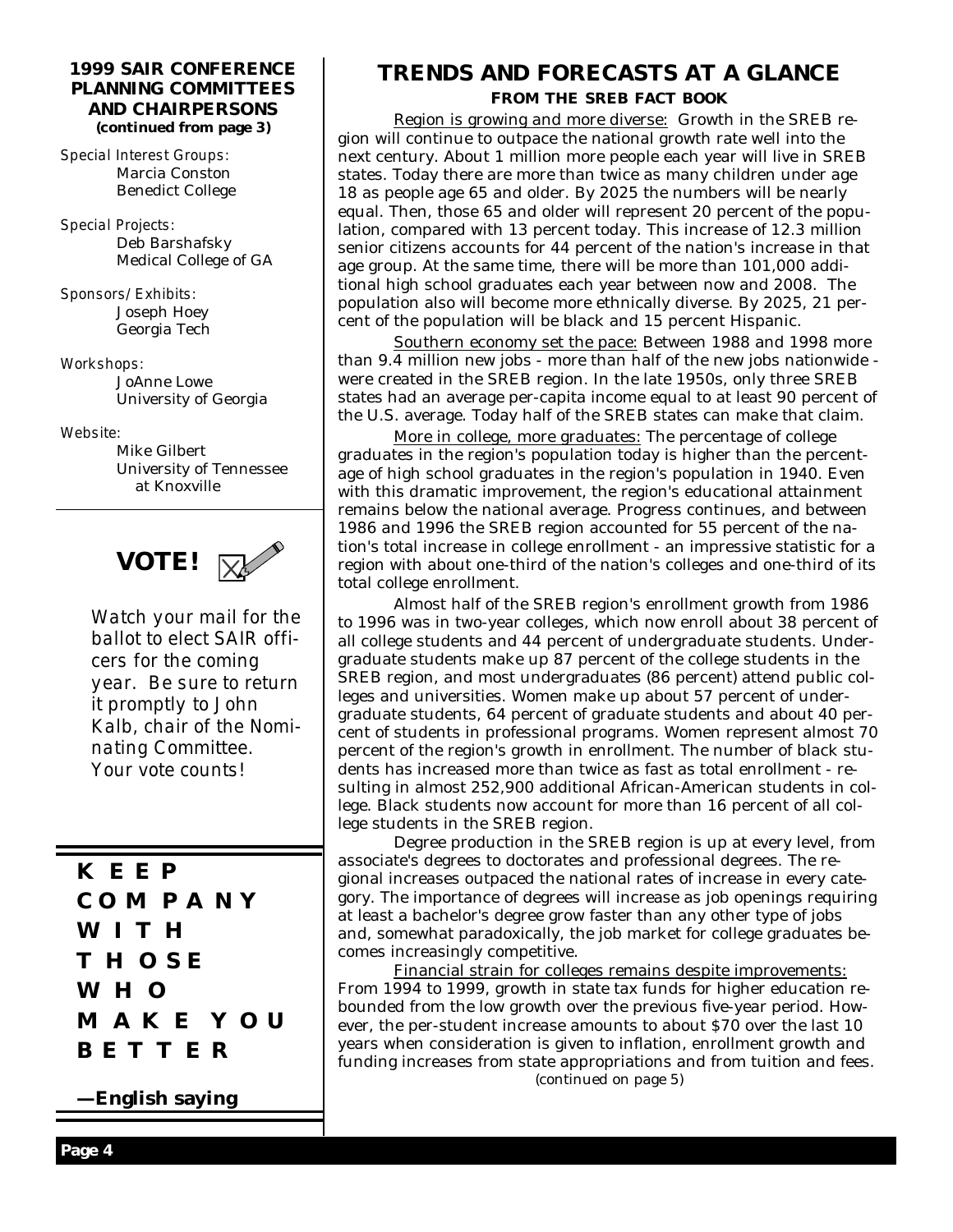**1999 SAIR CONFERENCE PLANNING COMMITTEES AND CHAIRPERSONS**
**(continued from page 3)**

*Special Interest Groups:*
Marcia Conston
Benedict College

*Special Projects:*
Deb Barshafsky
Medical College of GA

*Sponsors/Exhibits:*
Joseph Hoey
Georgia Tech

*Workshops:*
JoAnne Lowe
University of Georgia

*Website:*
Mike Gilbert
University of Tennessee at Knoxville

**VOTE!**

*Watch your mail for the ballot to elect SAIR officers for the coming year. Be sure to return it promptly to John Kalb, chair of the Nominating Committee. Your vote counts!*

**KEEP COMPANY WITH THOSE WHO MAKE YOU BETTER**

**—English saying**

# TRENDS AND FORECASTS AT A GLANCE

**FROM THE SREB FACT BOOK**

Region is growing and more diverse: Growth in the SREB region will continue to outpace the national growth rate well into the next century. About 1 million more people each year will live in SREB states. Today there are more than twice as many children under age 18 as people age 65 and older. By 2025 the numbers will be nearly equal. Then, those 65 and older will represent 20 percent of the population, compared with 13 percent today. This increase of 12.3 million senior citizens accounts for 44 percent of the nation's increase in that age group. At the same time, there will be more than 101,000 additional high school graduates each year between now and 2008. The population also will become more ethnically diverse. By 2025, 21 percent of the population will be black and 15 percent Hispanic.

Southern economy set the pace: Between 1988 and 1998 more than 9.4 million new jobs - more than half of the new jobs nationwide - were created in the SREB region. In the late 1950s, only three SREB states had an average per-capita income equal to at least 90 percent of the U.S. average. Today half of the SREB states can make that claim.

More in college, more graduates: The percentage of college graduates in the region's population today is higher than the percentage of high school graduates in the region's population in 1940. Even with this dramatic improvement, the region's educational attainment remains below the national average. Progress continues, and between 1986 and 1996 the SREB region accounted for 55 percent of the nation's total increase in college enrollment - an impressive statistic for a region with about one-third of the nation's colleges and one-third of its total college enrollment.

Almost half of the SREB region's enrollment growth from 1986 to 1996 was in two-year colleges, which now enroll about 38 percent of all college students and 44 percent of undergraduate students. Undergraduate students make up 87 percent of the college students in the SREB region, and most undergraduates (86 percent) attend public colleges and universities. Women make up about 57 percent of undergraduate students, 64 percent of graduate students and about 40 percent of students in professional programs. Women represent almost 70 percent of the region's growth in enrollment. The number of black students has increased more than twice as fast as total enrollment - resulting in almost 252,900 additional African-American students in college. Black students now account for more than 16 percent of all college students in the SREB region.

Degree production in the SREB region is up at every level, from associate's degrees to doctorates and professional degrees. The regional increases outpaced the national rates of increase in every category. The importance of degrees will increase as job openings requiring at least a bachelor's degree grow faster than any other type of jobs and, somewhat paradoxically, the job market for college graduates becomes increasingly competitive.

Financial strain for colleges remains despite improvements: From 1994 to 1999, growth in state tax funds for higher education rebounded from the low growth over the previous five-year period. However, the per-student increase amounts to about $70 over the last 10 years when consideration is given to inflation, enrollment growth and funding increases from state appropriations and from tuition and fees.

(continued on page 5)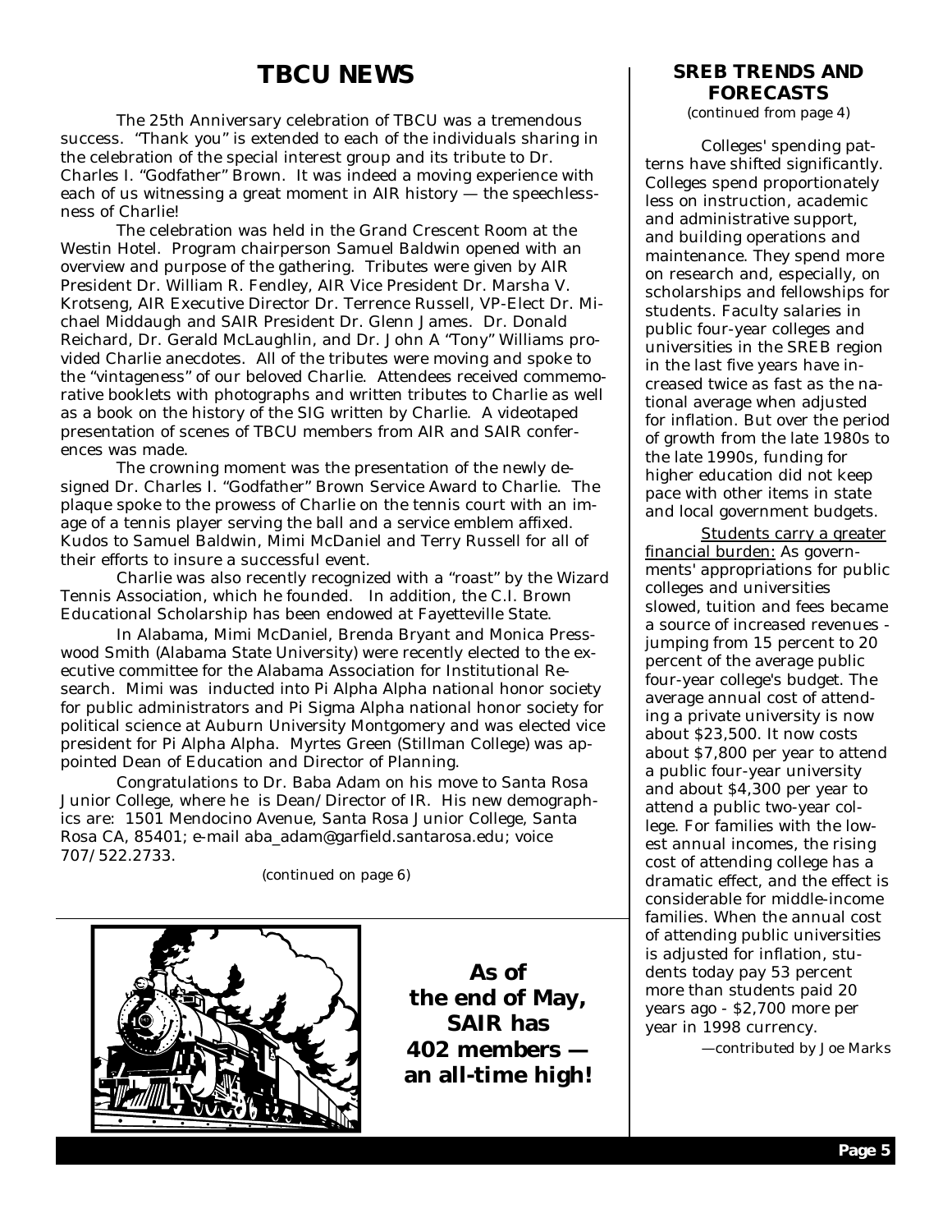# TBCU NEWS

The 25th Anniversary celebration of TBCU was a tremendous success. "Thank you" is extended to each of the individuals sharing in the celebration of the special interest group and its tribute to Dr. Charles I. "Godfather" Brown. It was indeed a moving experience with each of us witnessing a great moment in AIR history — the speechlessness of Charlie!

The celebration was held in the Grand Crescent Room at the Westin Hotel. Program chairperson Samuel Baldwin opened with an overview and purpose of the gathering. Tributes were given by AIR President Dr. William R. Fendley, AIR Vice President Dr. Marsha V. Krotseng, AIR Executive Director Dr. Terrence Russell, VP-Elect Dr. Michael Middaugh and SAIR President Dr. Glenn James. Dr. Donald Reichard, Dr. Gerald McLaughlin, and Dr. John A "Tony" Williams provided Charlie anecdotes. All of the tributes were moving and spoke to the "vintageness" of our beloved Charlie. Attendees received commemorative booklets with photographs and written tributes to Charlie as well as a book on the history of the SIG written by Charlie. A videotaped presentation of scenes of TBCU members from AIR and SAIR conferences was made.

The crowning moment was the presentation of the newly designed Dr. Charles I. "Godfather" Brown Service Award to Charlie. The plaque spoke to the prowess of Charlie on the tennis court with an image of a tennis player serving the ball and a service emblem affixed. Kudos to Samuel Baldwin, Mimi McDaniel and Terry Russell for all of their efforts to insure a successful event.

Charlie was also recently recognized with a "roast" by the Wizard Tennis Association, which he founded. In addition, the C.I. Brown Educational Scholarship has been endowed at Fayetteville State.

In Alabama, Mimi McDaniel, Brenda Bryant and Monica Presswood Smith (Alabama State University) were recently elected to the executive committee for the Alabama Association for Institutional Research. Mimi was inducted into Pi Alpha Alpha national honor society for public administrators and Pi Sigma Alpha national honor society for political science at Auburn University Montgomery and was elected vice president for Pi Alpha Alpha. Myrtes Green (Stillman College) was appointed Dean of Education and Director of Planning.

Congratulations to Dr. Baba Adam on his move to Santa Rosa Junior College, where he is Dean/Director of IR. His new demographics are: 1501 Mendocino Avenue, Santa Rosa Junior College, Santa Rosa CA, 85401; e-mail aba_adam@garfield.santarosa.edu; voice 707/522.2733.

*(continued on page 6)*

**As of the end of May, SAIR has 402 members — an all-time high!**

## SREB TRENDS AND FORECASTS

*(continued from page 4)*

Colleges' spending patterns have shifted significantly. Colleges spend proportionately less on instruction, academic and administrative support, and building operations and maintenance. They spend more on research and, especially, on scholarships and fellowships for students. Faculty salaries in public four-year colleges and universities in the SREB region in the last five years have increased twice as fast as the national average when adjusted for inflation. But over the period of growth from the late 1980s to the late 1990s, funding for higher education did not keep pace with other items in state and local government budgets.

<u>Students carry a greater financial burden:</u> As governments' appropriations for public colleges and universities slowed, tuition and fees became a source of increased revenues - jumping from 15 percent to 20 percent of the average public four-year college's budget. The average annual cost of attending a private university is now about $23,500. It now costs about $7,800 per year to attend a public four-year university and about $4,300 per year to attend a public two-year college. For families with the lowest annual incomes, the rising cost of attending college has a dramatic effect, and the effect is considerable for middle-income families. When the annual cost of attending public universities is adjusted for inflation, students today pay 53 percent more than students paid 20 years ago - $2,700 more per year in 1998 currency.

*—contributed by Joe Marks*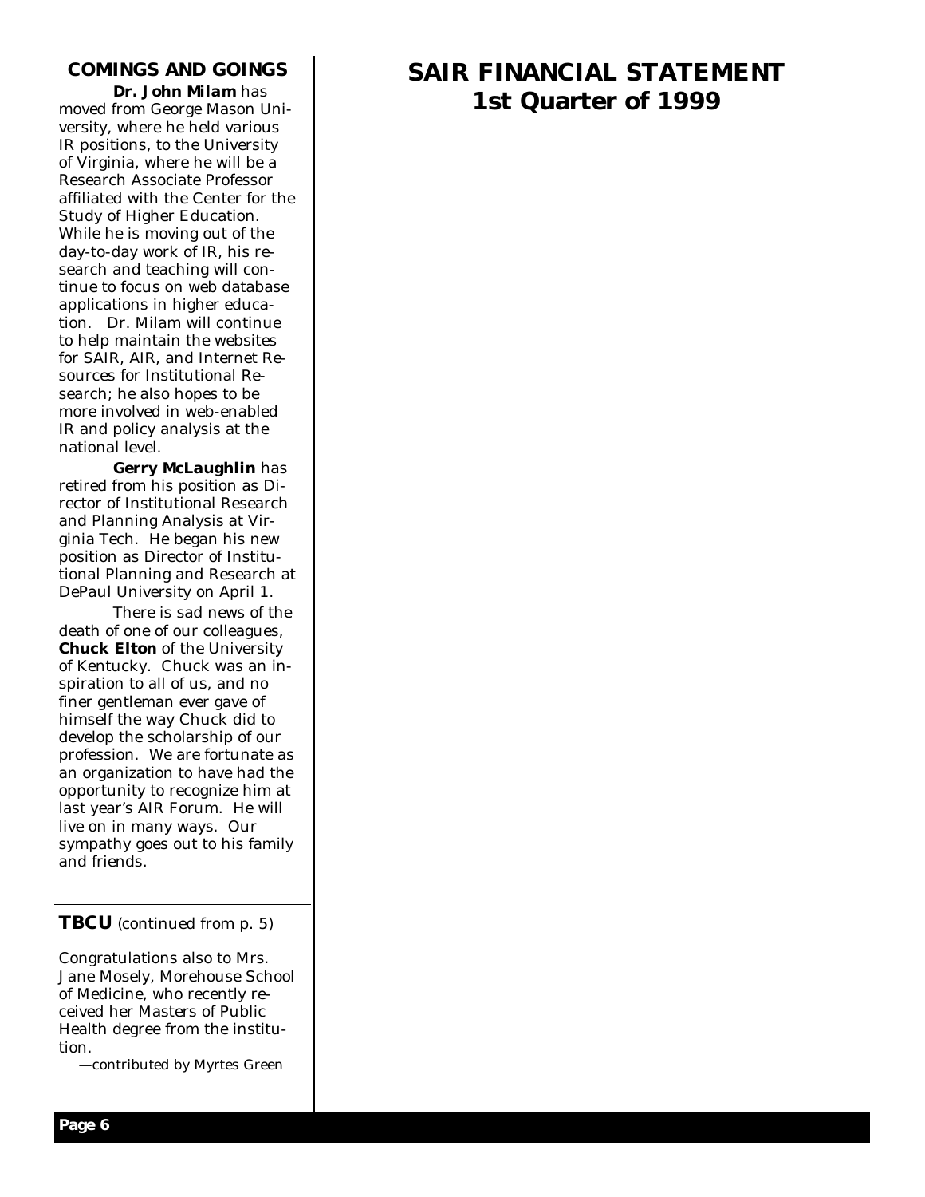## COMINGS AND GOINGS

**Dr. John Milam** has moved from George Mason University, where he held various IR positions, to the University of Virginia, where he will be a Research Associate Professor affiliated with the Center for the Study of Higher Education. While he is moving out of the day-to-day work of IR, his research and teaching will continue to focus on web database applications in higher education. Dr. Milam will continue to help maintain the websites for SAIR, AIR, and Internet Resources for Institutional Research; he also hopes to be more involved in web-enabled IR and policy analysis at the national level.

**Gerry McLaughlin** has retired from his position as Director of Institutional Research and Planning Analysis at Virginia Tech. He began his new position as Director of Institutional Planning and Research at DePaul University on April 1.

There is sad news of the death of one of our colleagues, **Chuck Elton** of the University of Kentucky. Chuck was an inspiration to all of us, and no finer gentleman ever gave of himself the way Chuck did to develop the scholarship of our profession. We are fortunate as an organization to have had the opportunity to recognize him at last year's AIR Forum. He will live on in many ways. Our sympathy goes out to his family and friends.

---

**TBCU** *(continued from p. 5)*

Congratulations also to Mrs. Jane Mosely, Morehouse School of Medicine, who recently received her Masters of Public Health degree from the institution.

*—contributed by Myrtes Green*

# SAIR FINANCIAL STATEMENT
# 1st Quarter of 1999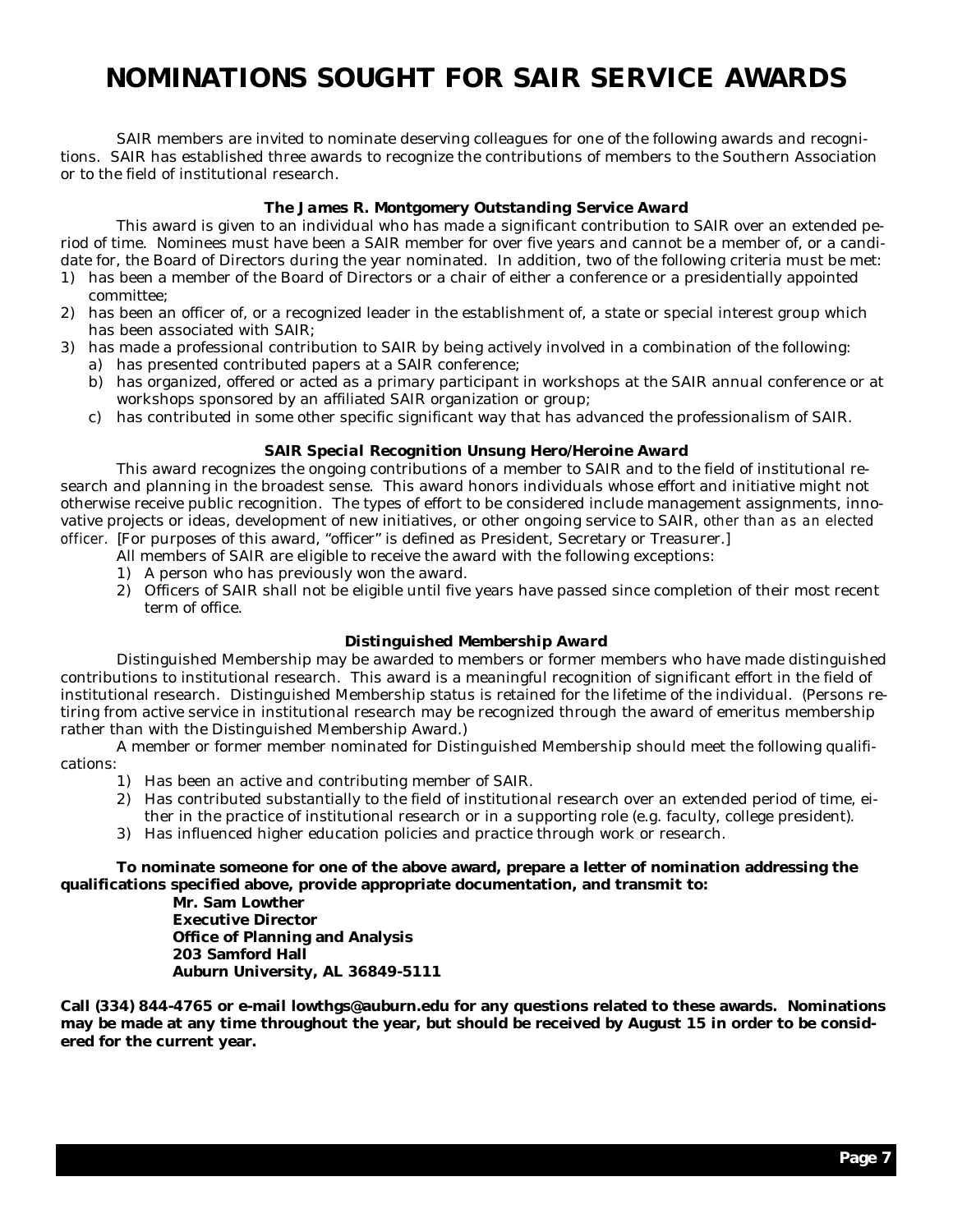# NOMINATIONS SOUGHT FOR SAIR SERVICE AWARDS

SAIR members are invited to nominate deserving colleagues for one of the following awards and recognitions. SAIR has established three awards to recognize the contributions of members to the Southern Association or to the field of institutional research.

### *The James R. Montgomery Outstanding Service Award*

This award is given to an individual who has made a significant contribution to SAIR over an extended period of time. Nominees must have been a SAIR member for over five years and cannot be a member of, or a candidate for, the Board of Directors during the year nominated. In addition, two of the following criteria must be met:

1) has been a member of the Board of Directors or a chair of either a conference or a presidentially appointed committee;
2) has been an officer of, or a recognized leader in the establishment of, a state or special interest group which has been associated with SAIR;
3) has made a professional contribution to SAIR by being actively involved in a combination of the following:
   a) has presented contributed papers at a SAIR conference;
   b) has organized, offered or acted as a primary participant in workshops at the SAIR annual conference or at workshops sponsored by an affiliated SAIR organization or group;
   c) has contributed in some other specific significant way that has advanced the professionalism of SAIR.

### *SAIR Special Recognition Unsung Hero/Heroine Award*

This award recognizes the ongoing contributions of a member to SAIR and to the field of institutional research and planning in the broadest sense. This award honors individuals whose effort and initiative might not otherwise receive public recognition. The types of effort to be considered include management assignments, innovative projects or ideas, development of new initiatives, or other ongoing service to SAIR, *other than as an elected officer*. [For purposes of this award, "officer" is defined as President, Secretary or Treasurer.]

All members of SAIR are eligible to receive the award with the following exceptions:

1) A person who has previously won the award.
2) Officers of SAIR shall not be eligible until five years have passed since completion of their most recent term of office.

### *Distinguished Membership Award*

Distinguished Membership may be awarded to members or former members who have made distinguished contributions to institutional research. This award is a meaningful recognition of significant effort in the field of institutional research. Distinguished Membership status is retained for the lifetime of the individual. (Persons retiring from active service in institutional research may be recognized through the award of emeritus membership rather than with the Distinguished Membership Award.)

A member or former member nominated for Distinguished Membership should meet the following qualifications:

1) Has been an active and contributing member of SAIR.
2) Has contributed substantially to the field of institutional research over an extended period of time, either in the practice of institutional research or in a supporting role (e.g. faculty, college president).
3) Has influenced higher education policies and practice through work or research.

**To nominate someone for one of the above award, prepare a letter of nomination addressing the qualifications specified above, provide appropriate documentation, and transmit to:**

**Mr. Sam Lowther**
**Executive Director**
**Office of Planning and Analysis**
**203 Samford Hall**
**Auburn University, AL 36849-5111**

**Call (334) 844-4765 or e-mail lowthgs@auburn.edu for any questions related to these awards. Nominations may be made at any time throughout the year, but should be received by August 15 in order to be considered for the current year.**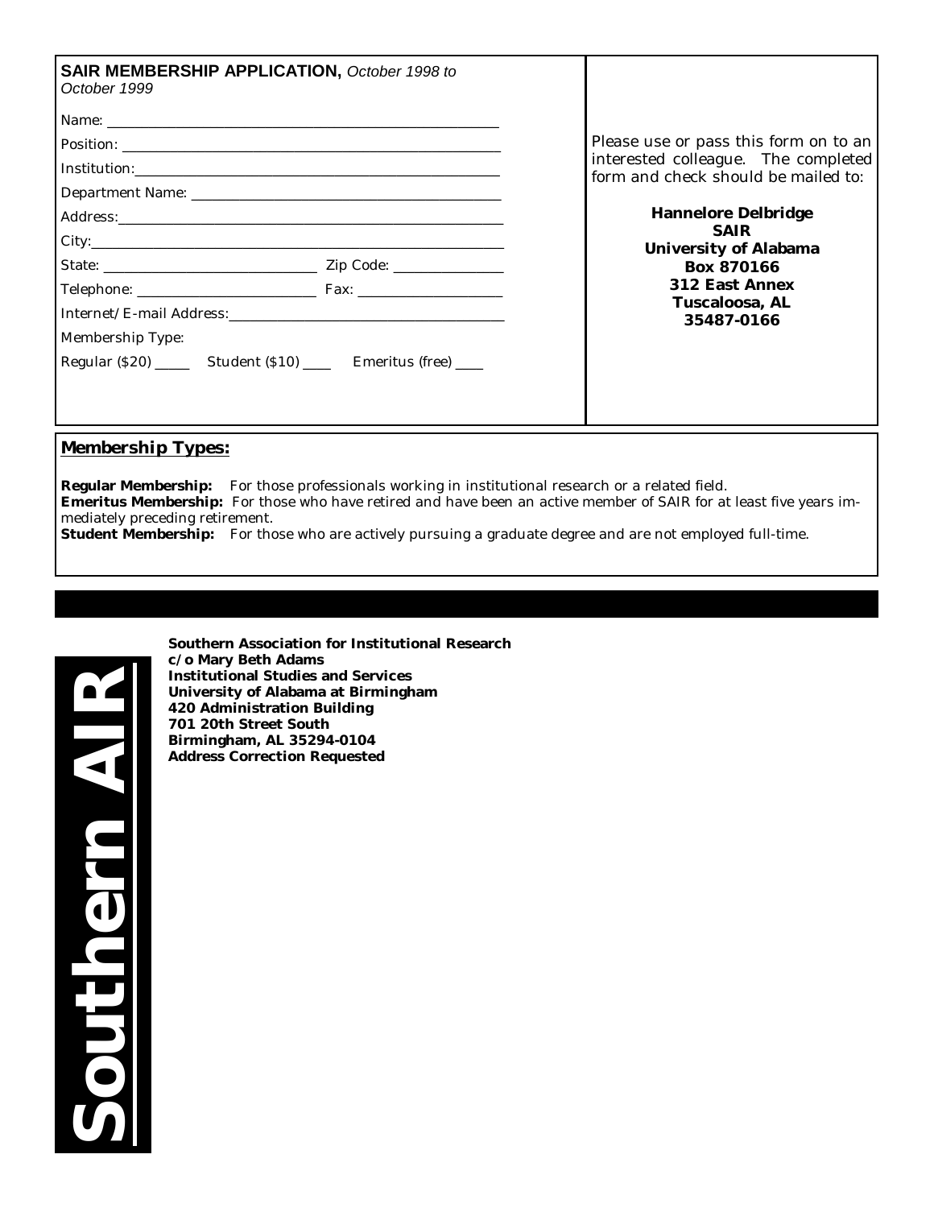**SAIR MEMBERSHIP APPLICATION,** *October 1998 to October 1999*

Name: ____________________________________________

Position: ____________________________________________

Institution: ____________________________________________

Department Name: ____________________________________________

Address: ____________________________________________

City: ____________________________________________

State: ________________________ Zip Code: ______________

Telephone: ______________________ Fax: __________________

Internet/E-mail Address: ________________________________

Membership Type:

Regular ($20) _____ Student ($10) ____ Emeritus (free) ____

Please use or pass this form on to an interested colleague. The completed form and check should be mailed to:

**Hannelore Delbridge**
**SAIR**
**University of Alabama**
**Box 870166**
**312 East Annex**
**Tuscaloosa, AL**
**35487-0166**

## Membership Types:

**Regular Membership:** For those professionals working in institutional research or a related field.
**Emeritus Membership:** For those who have retired and have been an active member of SAIR for at least five years immediately preceding retirement.
**Student Membership:** For those who are actively pursuing a graduate degree and are not employed full-time.

**Southern AIR**

**Southern Association for Institutional Research**
**c/o Mary Beth Adams**
**Institutional Studies and Services**
**University of Alabama at Birmingham**
**420 Administration Building**
**701 20th Street South**
**Birmingham, AL 35294-0104**
**Address Correction Requested**